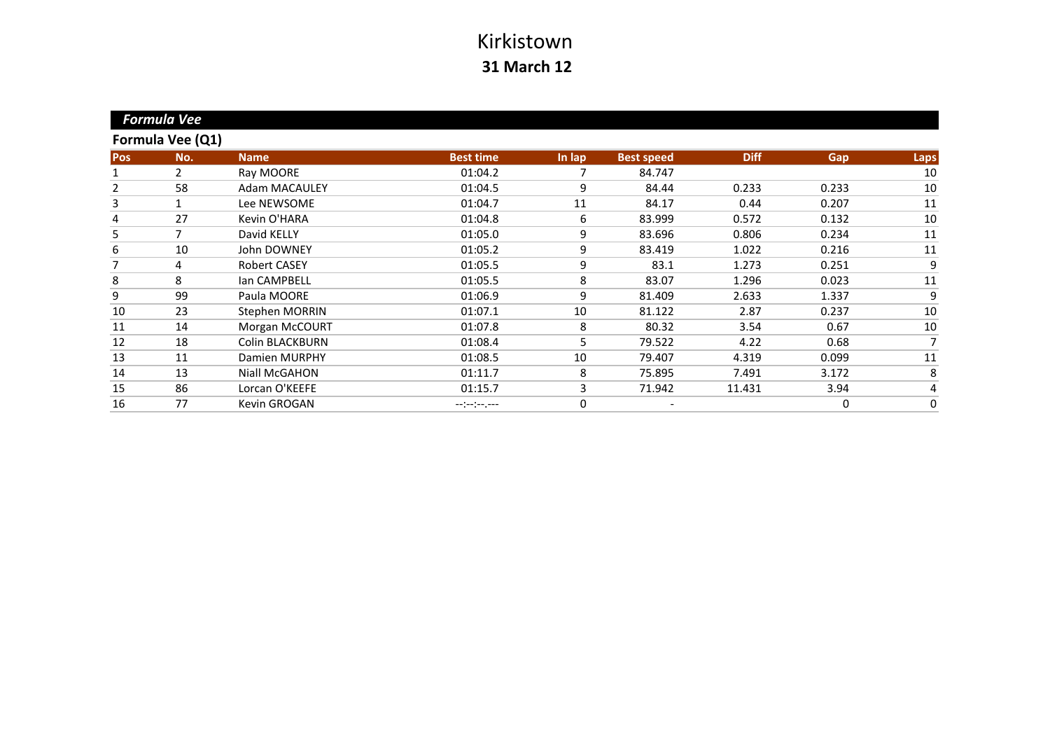# Kirkistown

## 31 March 12

### *Formula Vee*

**Formula Vee (Q1)**

| Pos | No. | Name | Best time | In lap | Best speed | Diff | Gap | Laps |
|---|---|---|---|---|---|---|---|---|
| 1 | 2 | Ray MOORE | 01:04.2 | 7 | 84.747 | | | 10 |
| 2 | 58 | Adam MACAULEY | 01:04.5 | 9 | 84.44 | 0.233 | 0.233 | 10 |
| 3 | 1 | Lee NEWSOME | 01:04.7 | 11 | 84.17 | 0.44 | 0.207 | 11 |
| 4 | 27 | Kevin O'HARA | 01:04.8 | 6 | 83.999 | 0.572 | 0.132 | 10 |
| 5 | 7 | David KELLY | 01:05.0 | 9 | 83.696 | 0.806 | 0.234 | 11 |
| 6 | 10 | John DOWNEY | 01:05.2 | 9 | 83.419 | 1.022 | 0.216 | 11 |
| 7 | 4 | Robert CASEY | 01:05.5 | 9 | 83.1 | 1.273 | 0.251 | 9 |
| 8 | 8 | Ian CAMPBELL | 01:05.5 | 8 | 83.07 | 1.296 | 0.023 | 11 |
| 9 | 99 | Paula MOORE | 01:06.9 | 9 | 81.409 | 2.633 | 1.337 | 9 |
| 10 | 23 | Stephen MORRIN | 01:07.1 | 10 | 81.122 | 2.87 | 0.237 | 10 |
| 11 | 14 | Morgan McCOURT | 01:07.8 | 8 | 80.32 | 3.54 | 0.67 | 10 |
| 12 | 18 | Colin BLACKBURN | 01:08.4 | 5 | 79.522 | 4.22 | 0.68 | 7 |
| 13 | 11 | Damien MURPHY | 01:08.5 | 10 | 79.407 | 4.319 | 0.099 | 11 |
| 14 | 13 | Niall McGAHON | 01:11.7 | 8 | 75.895 | 7.491 | 3.172 | 8 |
| 15 | 86 | Lorcan O'KEEFE | 01:15.7 | 3 | 71.942 | 11.431 | 3.94 | 4 |
| 16 | 77 | Kevin GROGAN | --:--:--.--- | 0 | - | | 0 | 0 |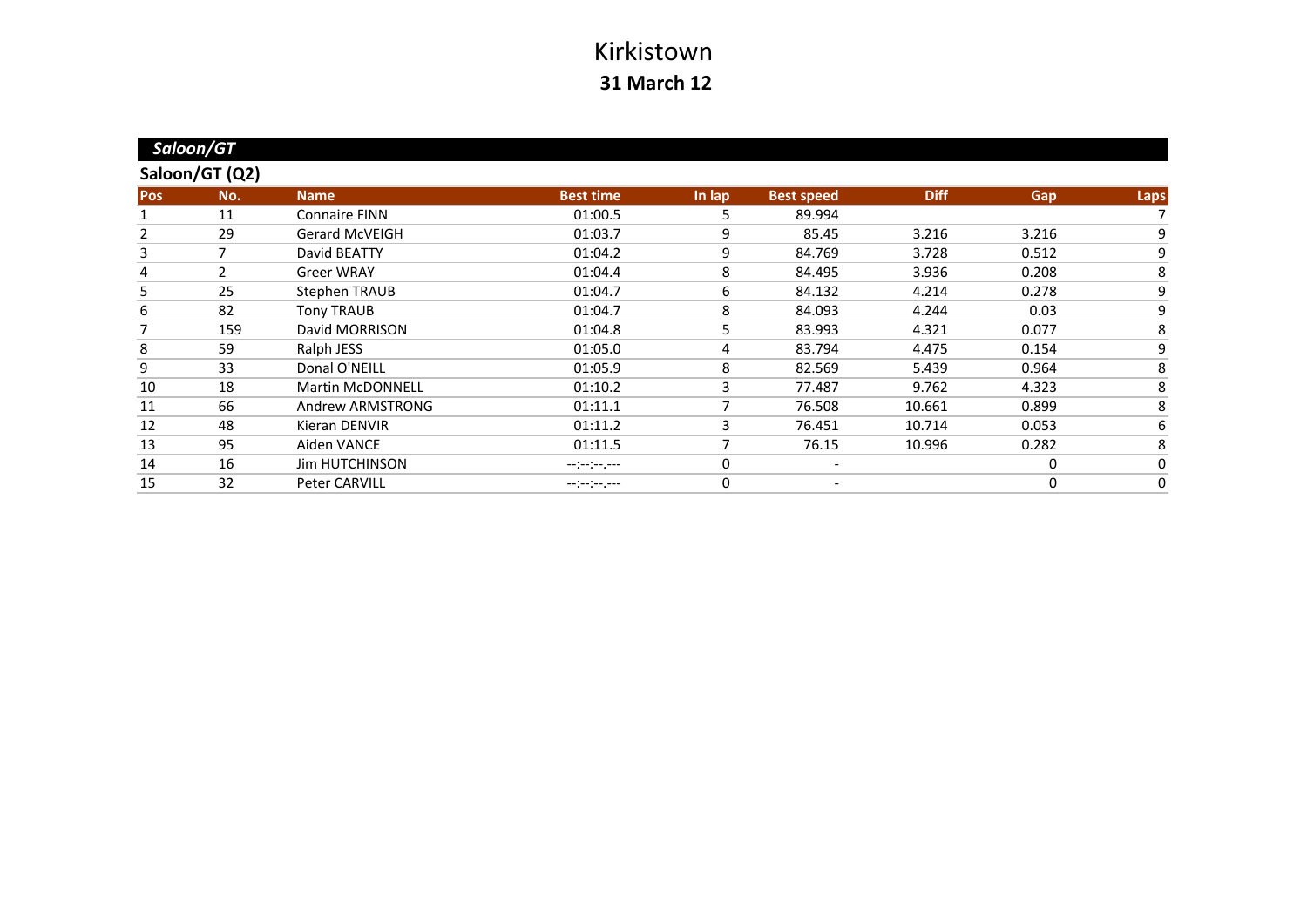# Kirkistown

## 31 March 12

### *Saloon/GT*

### Saloon/GT (Q2)

| Pos | No. | Name | Best time | In lap | Best speed | Diff | Gap | Laps |
|---|---|---|---|---|---|---|---|---|
| 1 | 11 | Connaire FINN | 01:00.5 | 5 | 89.994 | | | 7 |
| 2 | 29 | Gerard McVEIGH | 01:03.7 | 9 | 85.45 | 3.216 | 3.216 | 9 |
| 3 | 7 | David BEATTY | 01:04.2 | 9 | 84.769 | 3.728 | 0.512 | 9 |
| 4 | 2 | Greer WRAY | 01:04.4 | 8 | 84.495 | 3.936 | 0.208 | 8 |
| 5 | 25 | Stephen TRAUB | 01:04.7 | 6 | 84.132 | 4.214 | 0.278 | 9 |
| 6 | 82 | Tony TRAUB | 01:04.7 | 8 | 84.093 | 4.244 | 0.03 | 9 |
| 7 | 159 | David MORRISON | 01:04.8 | 5 | 83.993 | 4.321 | 0.077 | 8 |
| 8 | 59 | Ralph JESS | 01:05.0 | 4 | 83.794 | 4.475 | 0.154 | 9 |
| 9 | 33 | Donal O'NEILL | 01:05.9 | 8 | 82.569 | 5.439 | 0.964 | 8 |
| 10 | 18 | Martin McDONNELL | 01:10.2 | 3 | 77.487 | 9.762 | 4.323 | 8 |
| 11 | 66 | Andrew ARMSTRONG | 01:11.1 | 7 | 76.508 | 10.661 | 0.899 | 8 |
| 12 | 48 | Kieran DENVIR | 01:11.2 | 3 | 76.451 | 10.714 | 0.053 | 6 |
| 13 | 95 | Aiden VANCE | 01:11.5 | 7 | 76.15 | 10.996 | 0.282 | 8 |
| 14 | 16 | Jim HUTCHINSON | --:--:--.--- | 0 | - | | 0 | 0 |
| 15 | 32 | Peter CARVILL | --:--:--.--- | 0 | - | | 0 | 0 |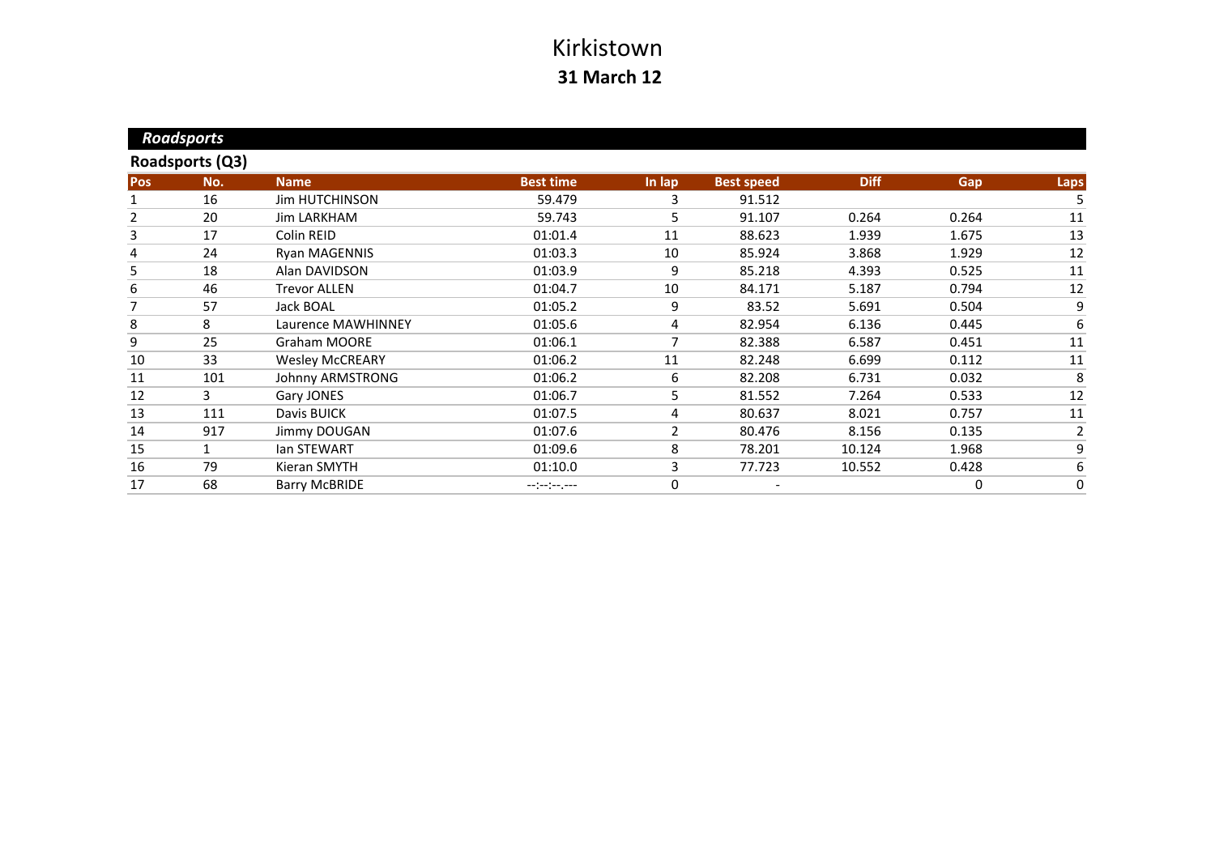# Kirkistown

**31 March 12**

***Roadsports***

**Roadsports (Q3)**

| Pos | No. | Name | Best time | In lap | Best speed | Diff | Gap | Laps |
|---|---|---|---|---|---|---|---|---|
| 1 | 16 | Jim HUTCHINSON | 59.479 | 3 | 91.512 | | | 5 |
| 2 | 20 | Jim LARKHAM | 59.743 | 5 | 91.107 | 0.264 | 0.264 | 11 |
| 3 | 17 | Colin REID | 01:01.4 | 11 | 88.623 | 1.939 | 1.675 | 13 |
| 4 | 24 | Ryan MAGENNIS | 01:03.3 | 10 | 85.924 | 3.868 | 1.929 | 12 |
| 5 | 18 | Alan DAVIDSON | 01:03.9 | 9 | 85.218 | 4.393 | 0.525 | 11 |
| 6 | 46 | Trevor ALLEN | 01:04.7 | 10 | 84.171 | 5.187 | 0.794 | 12 |
| 7 | 57 | Jack BOAL | 01:05.2 | 9 | 83.52 | 5.691 | 0.504 | 9 |
| 8 | 8 | Laurence MAWHINNEY | 01:05.6 | 4 | 82.954 | 6.136 | 0.445 | 6 |
| 9 | 25 | Graham MOORE | 01:06.1 | 7 | 82.388 | 6.587 | 0.451 | 11 |
| 10 | 33 | Wesley McCREARY | 01:06.2 | 11 | 82.248 | 6.699 | 0.112 | 11 |
| 11 | 101 | Johnny ARMSTRONG | 01:06.2 | 6 | 82.208 | 6.731 | 0.032 | 8 |
| 12 | 3 | Gary JONES | 01:06.7 | 5 | 81.552 | 7.264 | 0.533 | 12 |
| 13 | 111 | Davis BUICK | 01:07.5 | 4 | 80.637 | 8.021 | 0.757 | 11 |
| 14 | 917 | Jimmy DOUGAN | 01:07.6 | 2 | 80.476 | 8.156 | 0.135 | 2 |
| 15 | 1 | Ian STEWART | 01:09.6 | 8 | 78.201 | 10.124 | 1.968 | 9 |
| 16 | 79 | Kieran SMYTH | 01:10.0 | 3 | 77.723 | 10.552 | 0.428 | 6 |
| 17 | 68 | Barry McBRIDE | --:--:--.--- | 0 | - | | 0 | 0 |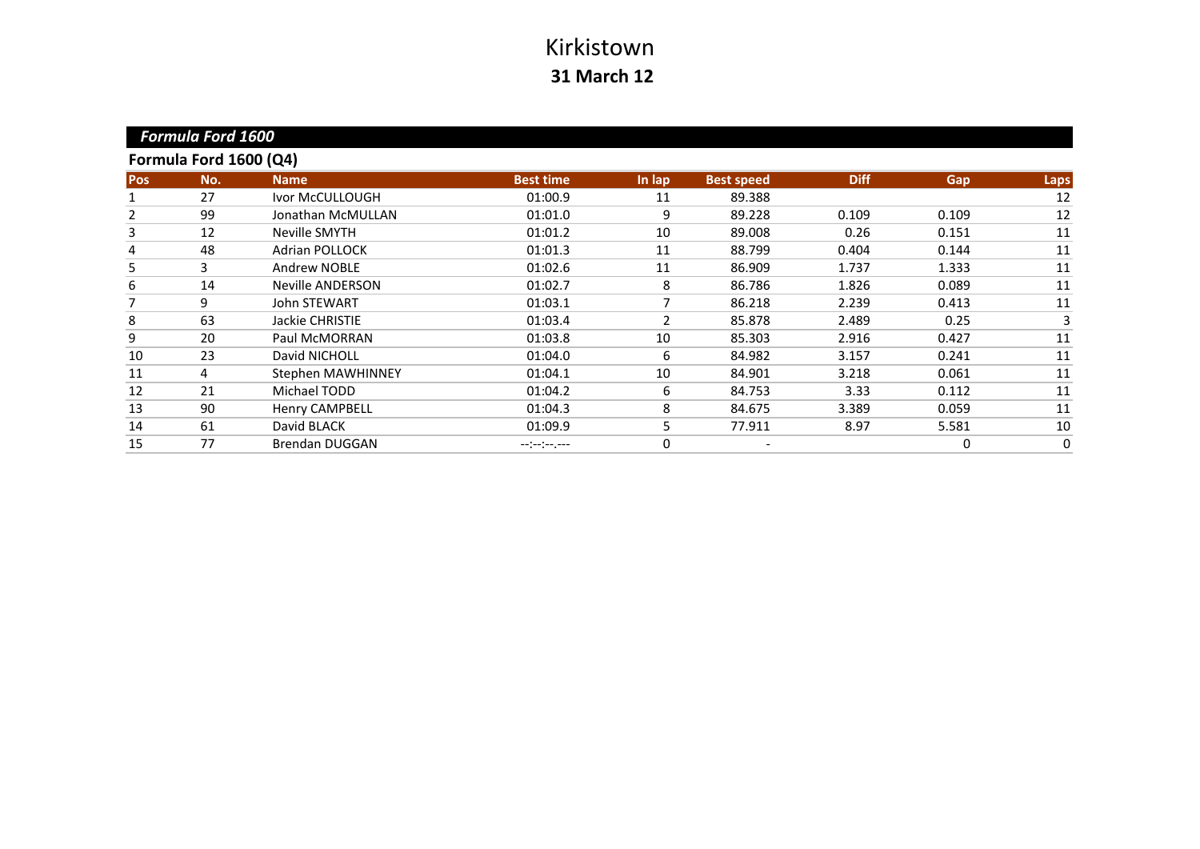# Kirkistown

**31 March 12**

## *Formula Ford 1600*

### Formula Ford 1600 (Q4)

| Pos | No. | Name | Best time | In lap | Best speed | Diff | Gap | Laps |
|---|---|---|---|---|---|---|---|---|
| 1 | 27 | Ivor McCULLOUGH | 01:00.9 | 11 | 89.388 | | | 12 |
| 2 | 99 | Jonathan McMULLAN | 01:01.0 | 9 | 89.228 | 0.109 | 0.109 | 12 |
| 3 | 12 | Neville SMYTH | 01:01.2 | 10 | 89.008 | 0.26 | 0.151 | 11 |
| 4 | 48 | Adrian POLLOCK | 01:01.3 | 11 | 88.799 | 0.404 | 0.144 | 11 |
| 5 | 3 | Andrew NOBLE | 01:02.6 | 11 | 86.909 | 1.737 | 1.333 | 11 |
| 6 | 14 | Neville ANDERSON | 01:02.7 | 8 | 86.786 | 1.826 | 0.089 | 11 |
| 7 | 9 | John STEWART | 01:03.1 | 7 | 86.218 | 2.239 | 0.413 | 11 |
| 8 | 63 | Jackie CHRISTIE | 01:03.4 | 2 | 85.878 | 2.489 | 0.25 | 3 |
| 9 | 20 | Paul McMORRAN | 01:03.8 | 10 | 85.303 | 2.916 | 0.427 | 11 |
| 10 | 23 | David NICHOLL | 01:04.0 | 6 | 84.982 | 3.157 | 0.241 | 11 |
| 11 | 4 | Stephen MAWHINNEY | 01:04.1 | 10 | 84.901 | 3.218 | 0.061 | 11 |
| 12 | 21 | Michael TODD | 01:04.2 | 6 | 84.753 | 3.33 | 0.112 | 11 |
| 13 | 90 | Henry CAMPBELL | 01:04.3 | 8 | 84.675 | 3.389 | 0.059 | 11 |
| 14 | 61 | David BLACK | 01:09.9 | 5 | 77.911 | 8.97 | 5.581 | 10 |
| 15 | 77 | Brendan DUGGAN | --:--:--.--- | 0 | - | | 0 | 0 |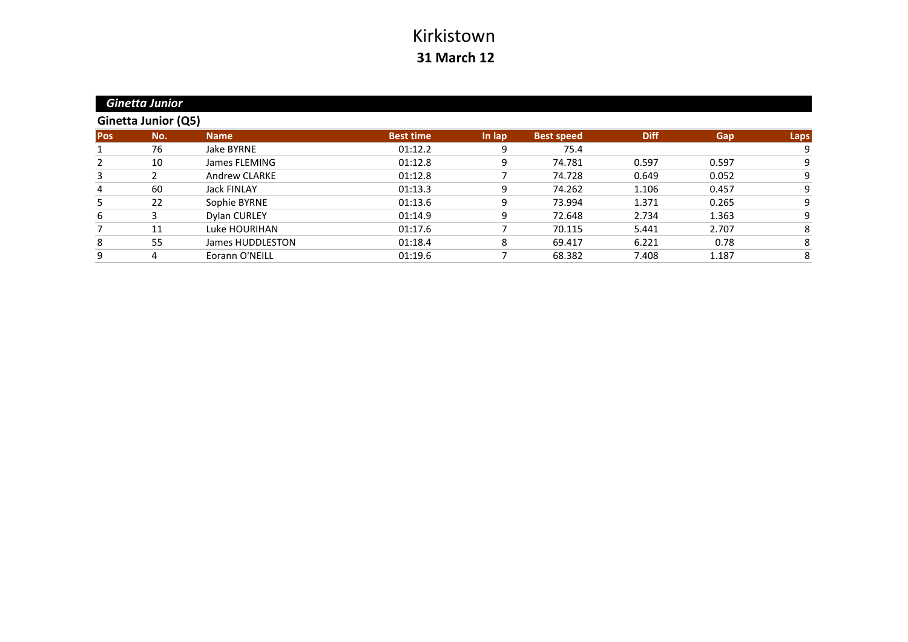# Kirkistown

**31 March 12**

***Ginetta Junior***

## Ginetta Junior (Q5)

| Pos | No. | Name | Best time | In lap | Best speed | Diff | Gap | Laps |
|---|---|---|---|---|---|---|---|---|
| 1 | 76 | Jake BYRNE | 01:12.2 | 9 | 75.4 | | | 9 |
| 2 | 10 | James FLEMING | 01:12.8 | 9 | 74.781 | 0.597 | 0.597 | 9 |
| 3 | 2 | Andrew CLARKE | 01:12.8 | 7 | 74.728 | 0.649 | 0.052 | 9 |
| 4 | 60 | Jack FINLAY | 01:13.3 | 9 | 74.262 | 1.106 | 0.457 | 9 |
| 5 | 22 | Sophie BYRNE | 01:13.6 | 9 | 73.994 | 1.371 | 0.265 | 9 |
| 6 | 3 | Dylan CURLEY | 01:14.9 | 9 | 72.648 | 2.734 | 1.363 | 9 |
| 7 | 11 | Luke HOURIHAN | 01:17.6 | 7 | 70.115 | 5.441 | 2.707 | 8 |
| 8 | 55 | James HUDDLESTON | 01:18.4 | 8 | 69.417 | 6.221 | 0.78 | 8 |
| 9 | 4 | Eorann O'NEILL | 01:19.6 | 7 | 68.382 | 7.408 | 1.187 | 8 |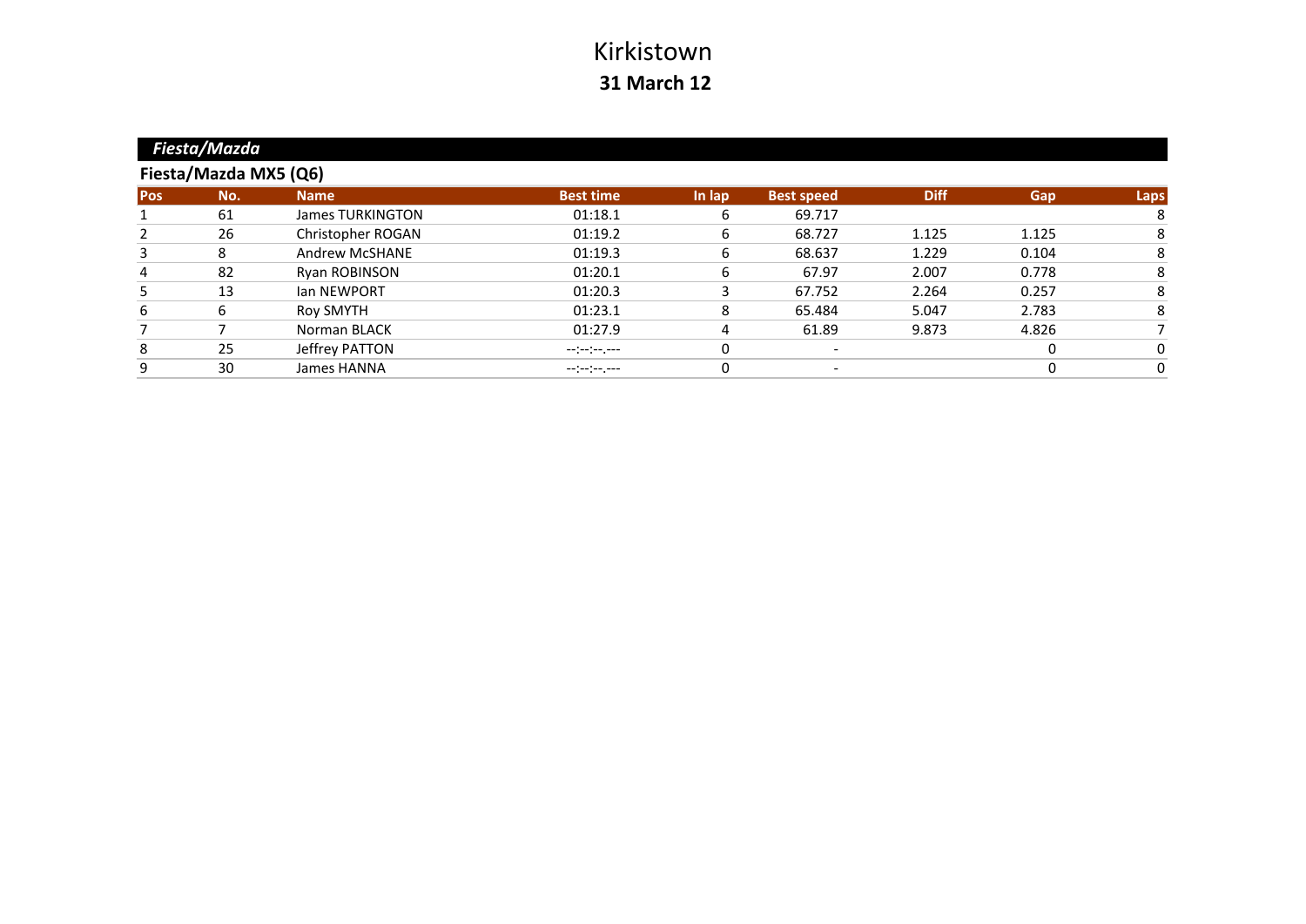# Kirkistown

## 31 March 12

### *Fiesta/Mazda*

#### Fiesta/Mazda MX5 (Q6)

| Pos | No. | Name | Best time | In lap | Best speed | Diff | Gap | Laps |
|---|---|---|---|---|---|---|---|---|
| 1 | 61 | James TURKINGTON | 01:18.1 | 6 | 69.717 | | | 8 |
| 2 | 26 | Christopher ROGAN | 01:19.2 | 6 | 68.727 | 1.125 | 1.125 | 8 |
| 3 | 8 | Andrew McSHANE | 01:19.3 | 6 | 68.637 | 1.229 | 0.104 | 8 |
| 4 | 82 | Ryan ROBINSON | 01:20.1 | 6 | 67.97 | 2.007 | 0.778 | 8 |
| 5 | 13 | Ian NEWPORT | 01:20.3 | 3 | 67.752 | 2.264 | 0.257 | 8 |
| 6 | 6 | Roy SMYTH | 01:23.1 | 8 | 65.484 | 5.047 | 2.783 | 8 |
| 7 | 7 | Norman BLACK | 01:27.9 | 4 | 61.89 | 9.873 | 4.826 | 7 |
| 8 | 25 | Jeffrey PATTON | --:--:--.--- | 0 | - | | 0 | 0 |
| 9 | 30 | James HANNA | --:--:--.--- | 0 | - | | 0 | 0 |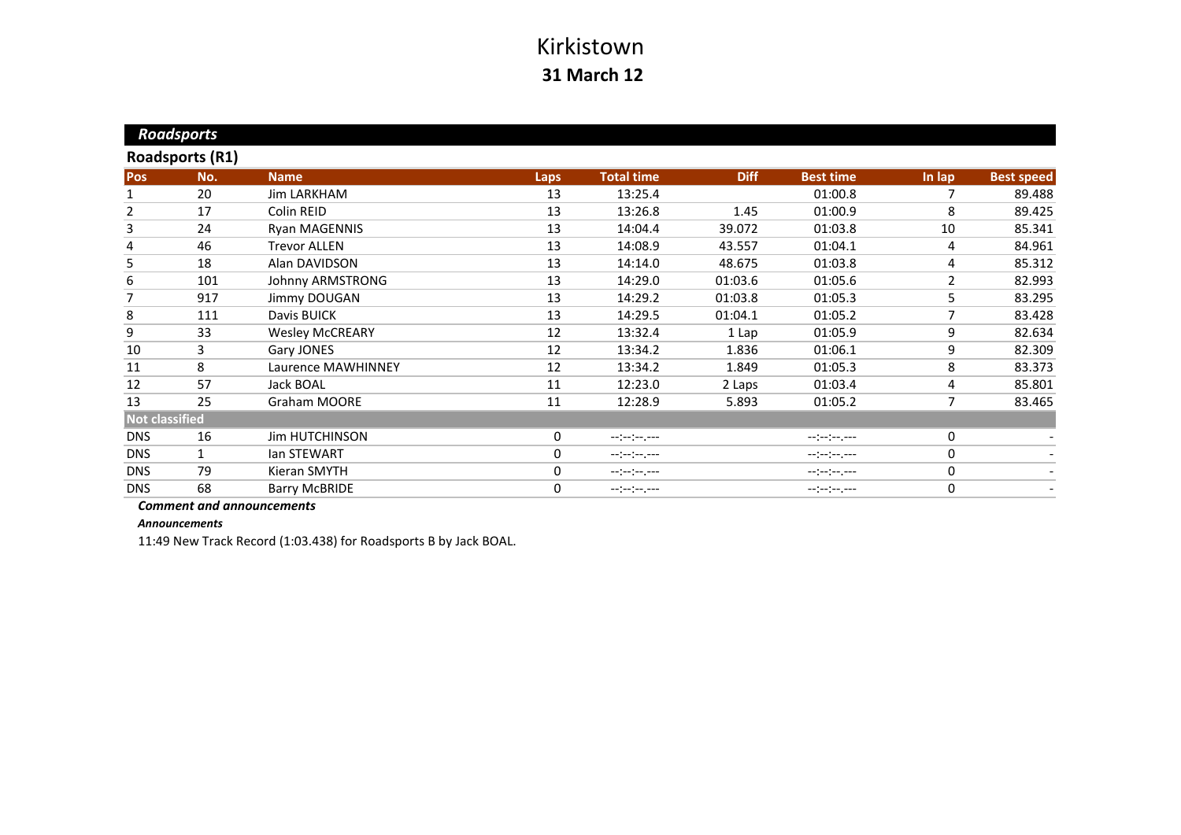# Kirkistown

**31 March 12**

## Roadsports

### Roadsports (R1)

| Pos | No. | Name | Laps | Total time | Diff | Best time | In lap | Best speed |
|---|---|---|---|---|---|---|---|---|
| 1 | 20 | Jim LARKHAM | 13 | 13:25.4 | | 01:00.8 | 7 | 89.488 |
| 2 | 17 | Colin REID | 13 | 13:26.8 | 1.45 | 01:00.9 | 8 | 89.425 |
| 3 | 24 | Ryan MAGENNIS | 13 | 14:04.4 | 39.072 | 01:03.8 | 10 | 85.341 |
| 4 | 46 | Trevor ALLEN | 13 | 14:08.9 | 43.557 | 01:04.1 | 4 | 84.961 |
| 5 | 18 | Alan DAVIDSON | 13 | 14:14.0 | 48.675 | 01:03.8 | 4 | 85.312 |
| 6 | 101 | Johnny ARMSTRONG | 13 | 14:29.0 | 01:03.6 | 01:05.6 | 2 | 82.993 |
| 7 | 917 | Jimmy DOUGAN | 13 | 14:29.2 | 01:03.8 | 01:05.3 | 5 | 83.295 |
| 8 | 111 | Davis BUICK | 13 | 14:29.5 | 01:04.1 | 01:05.2 | 7 | 83.428 |
| 9 | 33 | Wesley McCREARY | 12 | 13:32.4 | 1 Lap | 01:05.9 | 9 | 82.634 |
| 10 | 3 | Gary JONES | 12 | 13:34.2 | 1.836 | 01:06.1 | 9 | 82.309 |
| 11 | 8 | Laurence MAWHINNEY | 12 | 13:34.2 | 1.849 | 01:05.3 | 8 | 83.373 |
| 12 | 57 | Jack BOAL | 11 | 12:23.0 | 2 Laps | 01:03.4 | 4 | 85.801 |
| 13 | 25 | Graham MOORE | 11 | 12:28.9 | 5.893 | 01:05.2 | 7 | 83.465 |
| **Not classified** | | | | | | | | |
| DNS | 16 | Jim HUTCHINSON | 0 | --:--:--.--- | | --:--:--.--- | 0 | - |
| DNS | 1 | Ian STEWART | 0 | --:--:--.--- | | --:--:--.--- | 0 | - |
| DNS | 79 | Kieran SMYTH | 0 | --:--:--.--- | | --:--:--.--- | 0 | - |
| DNS | 68 | Barry McBRIDE | 0 | --:--:--.--- | | --:--:--.--- | 0 | - |

***Comment and announcements***

***Announcements***

11:49 New Track Record (1:03.438) for Roadsports B by Jack BOAL.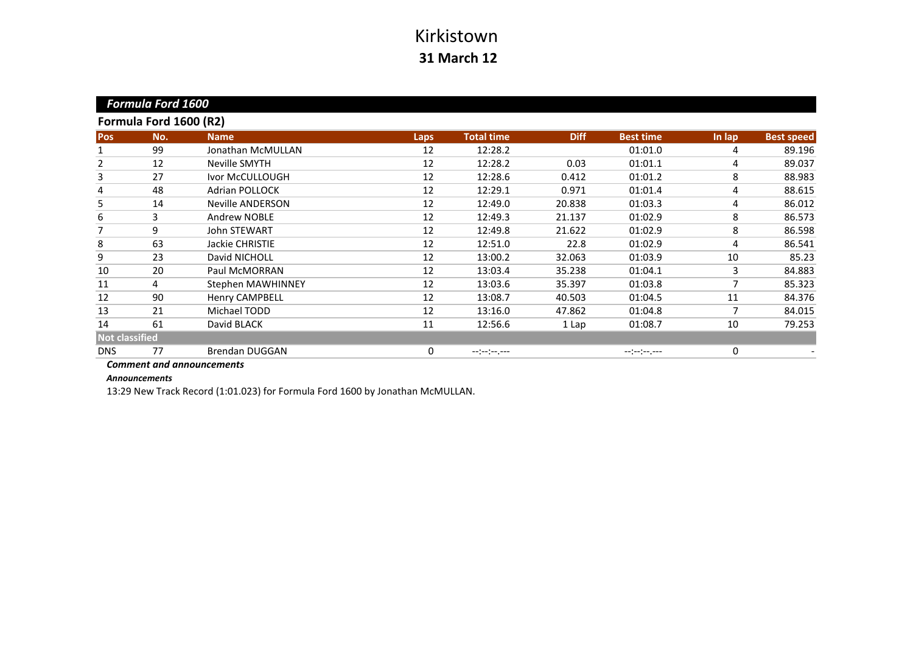# Kirkistown

**31 March 12**

## *Formula Ford 1600*

### Formula Ford 1600 (R2)

| Pos | No. | Name | Laps | Total time | Diff | Best time | In lap | Best speed |
|---|---|---|---|---|---|---|---|---|
| 1 | 99 | Jonathan McMULLAN | 12 | 12:28.2 | | 01:01.0 | 4 | 89.196 |
| 2 | 12 | Neville SMYTH | 12 | 12:28.2 | 0.03 | 01:01.1 | 4 | 89.037 |
| 3 | 27 | Ivor McCULLOUGH | 12 | 12:28.6 | 0.412 | 01:01.2 | 8 | 88.983 |
| 4 | 48 | Adrian POLLOCK | 12 | 12:29.1 | 0.971 | 01:01.4 | 4 | 88.615 |
| 5 | 14 | Neville ANDERSON | 12 | 12:49.0 | 20.838 | 01:03.3 | 4 | 86.012 |
| 6 | 3 | Andrew NOBLE | 12 | 12:49.3 | 21.137 | 01:02.9 | 8 | 86.573 |
| 7 | 9 | John STEWART | 12 | 12:49.8 | 21.622 | 01:02.9 | 8 | 86.598 |
| 8 | 63 | Jackie CHRISTIE | 12 | 12:51.0 | 22.8 | 01:02.9 | 4 | 86.541 |
| 9 | 23 | David NICHOLL | 12 | 13:00.2 | 32.063 | 01:03.9 | 10 | 85.23 |
| 10 | 20 | Paul McMORRAN | 12 | 13:03.4 | 35.238 | 01:04.1 | 3 | 84.883 |
| 11 | 4 | Stephen MAWHINNEY | 12 | 13:03.6 | 35.397 | 01:03.8 | 7 | 85.323 |
| 12 | 90 | Henry CAMPBELL | 12 | 13:08.7 | 40.503 | 01:04.5 | 11 | 84.376 |
| 13 | 21 | Michael TODD | 12 | 13:16.0 | 47.862 | 01:04.8 | 7 | 84.015 |
| 14 | 61 | David BLACK | 11 | 12:56.6 | 1 Lap | 01:08.7 | 10 | 79.253 |
| **Not classified** | | | | | | | | |
| DNS | 77 | Brendan DUGGAN | 0 | --:--:--.--- | | --:--:--.--- | 0 | - |

***Comment and announcements***

***Announcements***

13:29 New Track Record (1:01.023) for Formula Ford 1600 by Jonathan McMULLAN.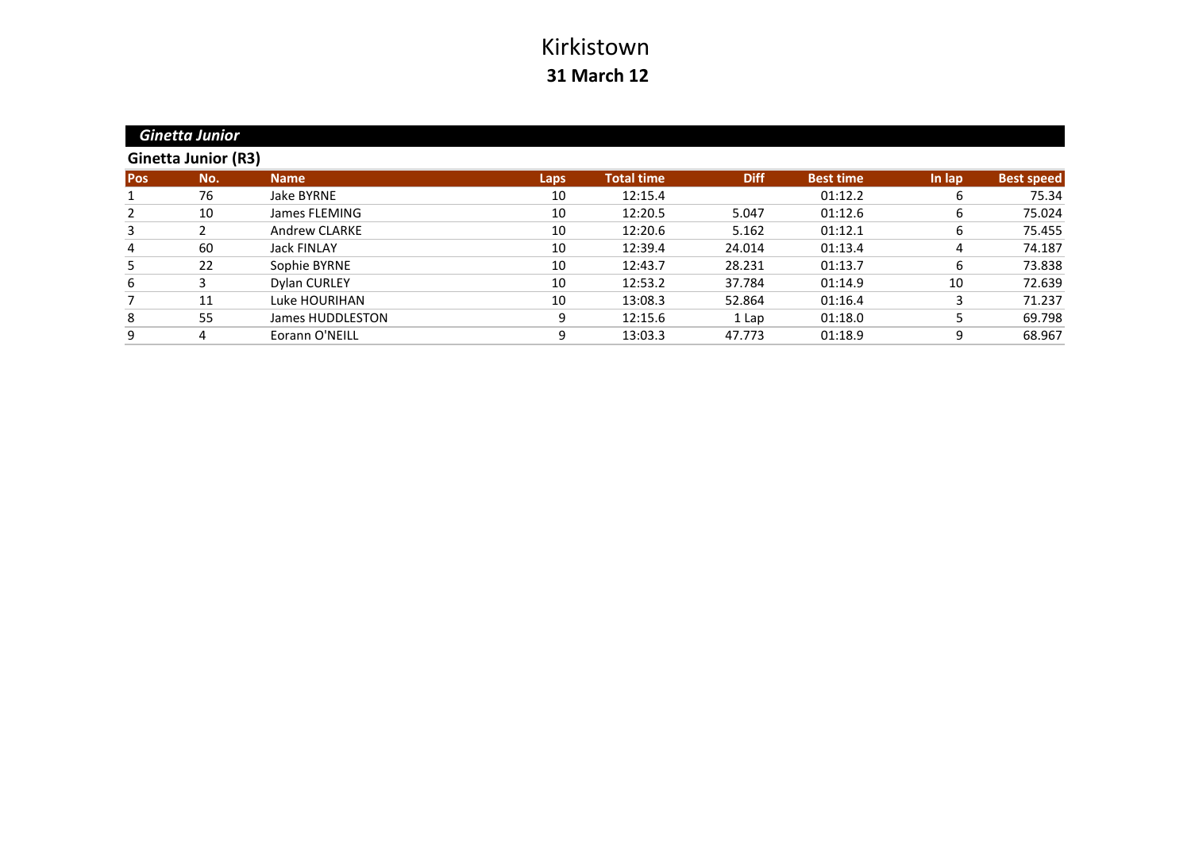# Kirkistown

**31 March 12**

## *Ginetta Junior*

### Ginetta Junior (R3)

| Pos | No. | Name | Laps | Total time | Diff | Best time | In lap | Best speed |
|---|---|---|---|---|---|---|---|---|
| 1 | 76 | Jake BYRNE | 10 | 12:15.4 | | 01:12.2 | 6 | 75.34 |
| 2 | 10 | James FLEMING | 10 | 12:20.5 | 5.047 | 01:12.6 | 6 | 75.024 |
| 3 | 2 | Andrew CLARKE | 10 | 12:20.6 | 5.162 | 01:12.1 | 6 | 75.455 |
| 4 | 60 | Jack FINLAY | 10 | 12:39.4 | 24.014 | 01:13.4 | 4 | 74.187 |
| 5 | 22 | Sophie BYRNE | 10 | 12:43.7 | 28.231 | 01:13.7 | 6 | 73.838 |
| 6 | 3 | Dylan CURLEY | 10 | 12:53.2 | 37.784 | 01:14.9 | 10 | 72.639 |
| 7 | 11 | Luke HOURIHAN | 10 | 13:08.3 | 52.864 | 01:16.4 | 3 | 71.237 |
| 8 | 55 | James HUDDLESTON | 9 | 12:15.6 | 1 Lap | 01:18.0 | 5 | 69.798 |
| 9 | 4 | Eorann O'NEILL | 9 | 13:03.3 | 47.773 | 01:18.9 | 9 | 68.967 |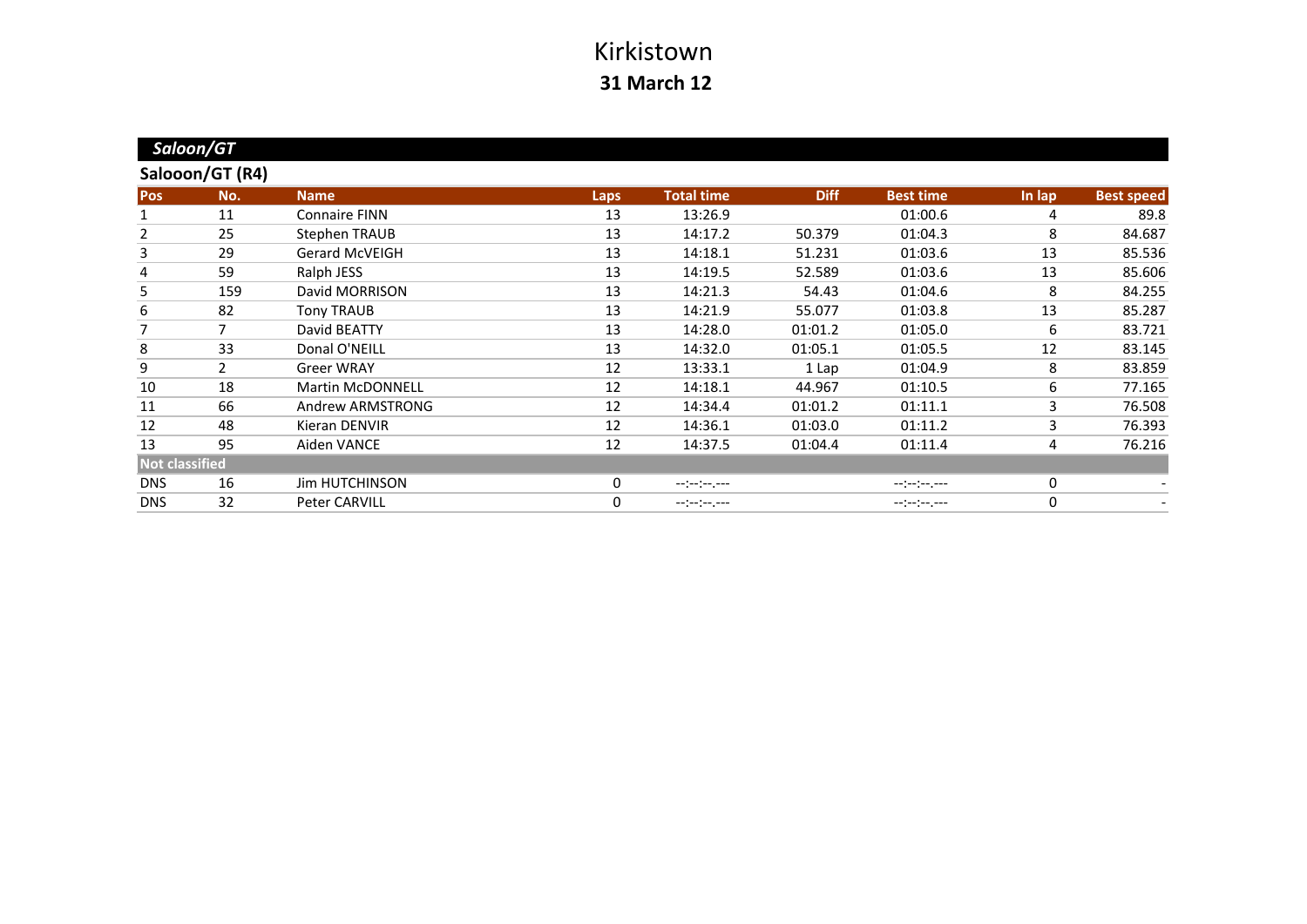# Kirkistown

## 31 March 12

### *Saloon/GT*

#### Salooon/GT (R4)

| Pos | No. | Name | Laps | Total time | Diff | Best time | In lap | Best speed |
|---|---|---|---|---|---|---|---|---|
| 1 | 11 | Connaire FINN | 13 | 13:26.9 | | 01:00.6 | 4 | 89.8 |
| 2 | 25 | Stephen TRAUB | 13 | 14:17.2 | 50.379 | 01:04.3 | 8 | 84.687 |
| 3 | 29 | Gerard McVEIGH | 13 | 14:18.1 | 51.231 | 01:03.6 | 13 | 85.536 |
| 4 | 59 | Ralph JESS | 13 | 14:19.5 | 52.589 | 01:03.6 | 13 | 85.606 |
| 5 | 159 | David MORRISON | 13 | 14:21.3 | 54.43 | 01:04.6 | 8 | 84.255 |
| 6 | 82 | Tony TRAUB | 13 | 14:21.9 | 55.077 | 01:03.8 | 13 | 85.287 |
| 7 | 7 | David BEATTY | 13 | 14:28.0 | 01:01.2 | 01:05.0 | 6 | 83.721 |
| 8 | 33 | Donal O'NEILL | 13 | 14:32.0 | 01:05.1 | 01:05.5 | 12 | 83.145 |
| 9 | 2 | Greer WRAY | 12 | 13:33.1 | 1 Lap | 01:04.9 | 8 | 83.859 |
| 10 | 18 | Martin McDONNELL | 12 | 14:18.1 | 44.967 | 01:10.5 | 6 | 77.165 |
| 11 | 66 | Andrew ARMSTRONG | 12 | 14:34.4 | 01:01.2 | 01:11.1 | 3 | 76.508 |
| 12 | 48 | Kieran DENVIR | 12 | 14:36.1 | 01:03.0 | 01:11.2 | 3 | 76.393 |
| 13 | 95 | Aiden VANCE | 12 | 14:37.5 | 01:04.4 | 01:11.4 | 4 | 76.216 |
| **Not classified** | | | | | | | | |
| DNS | 16 | Jim HUTCHINSON | 0 | --:--:--.--- | | --:--:--.--- | 0 | - |
| DNS | 32 | Peter CARVILL | 0 | --:--:--.--- | | --:--:--.--- | 0 | - |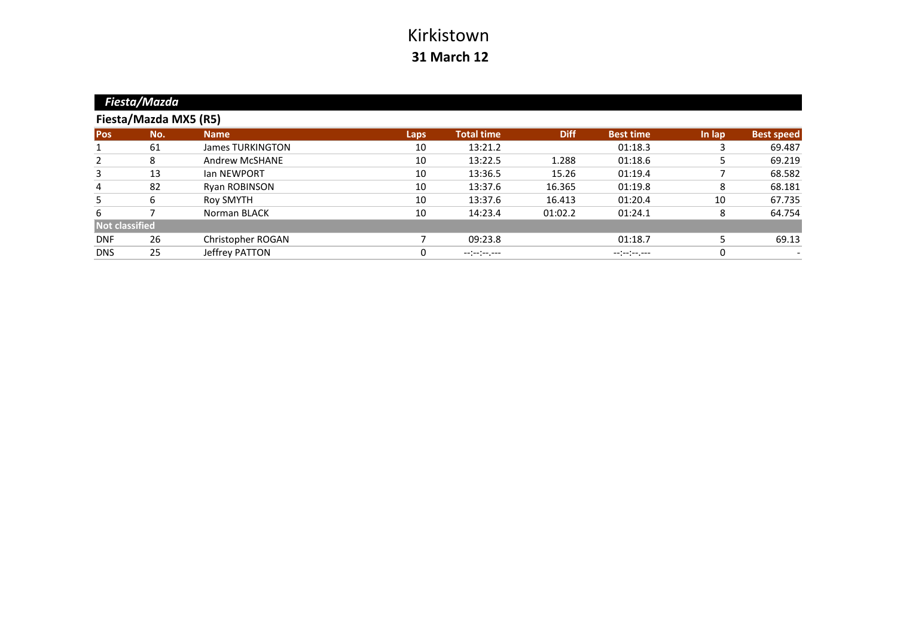# Kirkistown

**31 March 12**

## *Fiesta/Mazda*

### Fiesta/Mazda MX5 (R5)

| Pos | No. | Name | Laps | Total time | Diff | Best time | In lap | Best speed |
|---|---|---|---|---|---|---|---|---|
| 1 | 61 | James TURKINGTON | 10 | 13:21.2 | | 01:18.3 | 3 | 69.487 |
| 2 | 8 | Andrew McSHANE | 10 | 13:22.5 | 1.288 | 01:18.6 | 5 | 69.219 |
| 3 | 13 | Ian NEWPORT | 10 | 13:36.5 | 15.26 | 01:19.4 | 7 | 68.582 |
| 4 | 82 | Ryan ROBINSON | 10 | 13:37.6 | 16.365 | 01:19.8 | 8 | 68.181 |
| 5 | 6 | Roy SMYTH | 10 | 13:37.6 | 16.413 | 01:20.4 | 10 | 67.735 |
| 6 | 7 | Norman BLACK | 10 | 14:23.4 | 01:02.2 | 01:24.1 | 8 | 64.754 |
| **Not classified** | | | | | | | | |
| DNF | 26 | Christopher ROGAN | 7 | 09:23.8 | | 01:18.7 | 5 | 69.13 |
| DNS | 25 | Jeffrey PATTON | 0 | --:--:--.--- | | --:--:--.--- | 0 | - |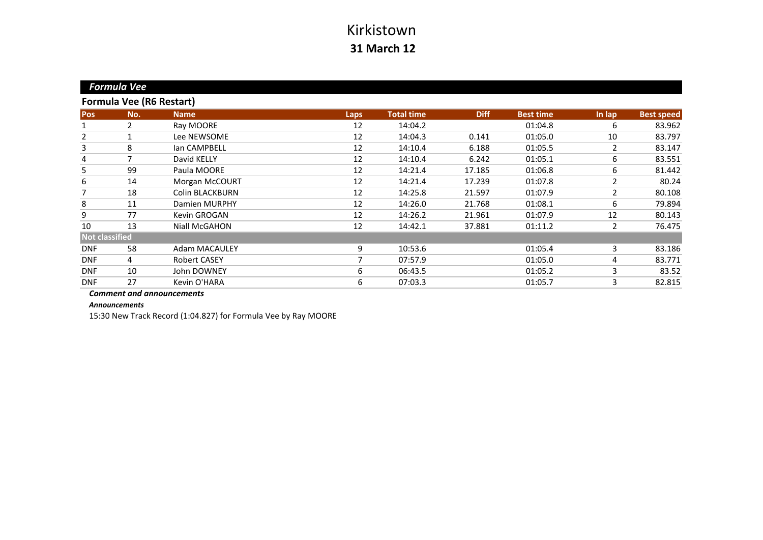# Kirkistown

**31 March 12**

## *Formula Vee*

### Formula Vee (R6 Restart)

| Pos | No. | Name | Laps | Total time | Diff | Best time | In lap | Best speed |
|---|---|---|---|---|---|---|---|---|
| 1 | 2 | Ray MOORE | 12 | 14:04.2 | | 01:04.8 | 6 | 83.962 |
| 2 | 1 | Lee NEWSOME | 12 | 14:04.3 | 0.141 | 01:05.0 | 10 | 83.797 |
| 3 | 8 | Ian CAMPBELL | 12 | 14:10.4 | 6.188 | 01:05.5 | 2 | 83.147 |
| 4 | 7 | David KELLY | 12 | 14:10.4 | 6.242 | 01:05.1 | 6 | 83.551 |
| 5 | 99 | Paula MOORE | 12 | 14:21.4 | 17.185 | 01:06.8 | 6 | 81.442 |
| 6 | 14 | Morgan McCOURT | 12 | 14:21.4 | 17.239 | 01:07.8 | 2 | 80.24 |
| 7 | 18 | Colin BLACKBURN | 12 | 14:25.8 | 21.597 | 01:07.9 | 2 | 80.108 |
| 8 | 11 | Damien MURPHY | 12 | 14:26.0 | 21.768 | 01:08.1 | 6 | 79.894 |
| 9 | 77 | Kevin GROGAN | 12 | 14:26.2 | 21.961 | 01:07.9 | 12 | 80.143 |
| 10 | 13 | Niall McGAHON | 12 | 14:42.1 | 37.881 | 01:11.2 | 2 | 76.475 |
| **Not classified** | | | | | | | | |
| DNF | 58 | Adam MACAULEY | 9 | 10:53.6 | | 01:05.4 | 3 | 83.186 |
| DNF | 4 | Robert CASEY | 7 | 07:57.9 | | 01:05.0 | 4 | 83.771 |
| DNF | 10 | John DOWNEY | 6 | 06:43.5 | | 01:05.2 | 3 | 83.52 |
| DNF | 27 | Kevin O'HARA | 6 | 07:03.3 | | 01:05.7 | 3 | 82.815 |

***Comment and announcements***

***Announcements***

15:30 New Track Record (1:04.827) for Formula Vee by Ray MOORE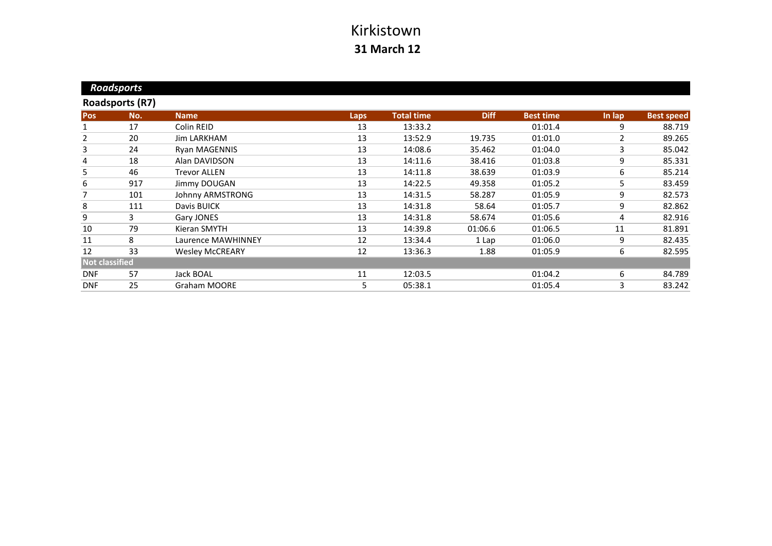# Kirkistown

**31 March 12**

## *Roadsports*

### Roadsports (R7)

| Pos | No. | Name | Laps | Total time | Diff | Best time | In lap | Best speed |
|---|---|---|---|---|---|---|---|---|
| 1 | 17 | Colin REID | 13 | 13:33.2 | | 01:01.4 | 9 | 88.719 |
| 2 | 20 | Jim LARKHAM | 13 | 13:52.9 | 19.735 | 01:01.0 | 2 | 89.265 |
| 3 | 24 | Ryan MAGENNIS | 13 | 14:08.6 | 35.462 | 01:04.0 | 3 | 85.042 |
| 4 | 18 | Alan DAVIDSON | 13 | 14:11.6 | 38.416 | 01:03.8 | 9 | 85.331 |
| 5 | 46 | Trevor ALLEN | 13 | 14:11.8 | 38.639 | 01:03.9 | 6 | 85.214 |
| 6 | 917 | Jimmy DOUGAN | 13 | 14:22.5 | 49.358 | 01:05.2 | 5 | 83.459 |
| 7 | 101 | Johnny ARMSTRONG | 13 | 14:31.5 | 58.287 | 01:05.9 | 9 | 82.573 |
| 8 | 111 | Davis BUICK | 13 | 14:31.8 | 58.64 | 01:05.7 | 9 | 82.862 |
| 9 | 3 | Gary JONES | 13 | 14:31.8 | 58.674 | 01:05.6 | 4 | 82.916 |
| 10 | 79 | Kieran SMYTH | 13 | 14:39.8 | 01:06.6 | 01:06.5 | 11 | 81.891 |
| 11 | 8 | Laurence MAWHINNEY | 12 | 13:34.4 | 1 Lap | 01:06.0 | 9 | 82.435 |
| 12 | 33 | Wesley McCREARY | 12 | 13:36.3 | 1.88 | 01:05.9 | 6 | 82.595 |
| **Not classified** | | | | | | | | |
| DNF | 57 | Jack BOAL | 11 | 12:03.5 | | 01:04.2 | 6 | 84.789 |
| DNF | 25 | Graham MOORE | 5 | 05:38.1 | | 01:05.4 | 3 | 83.242 |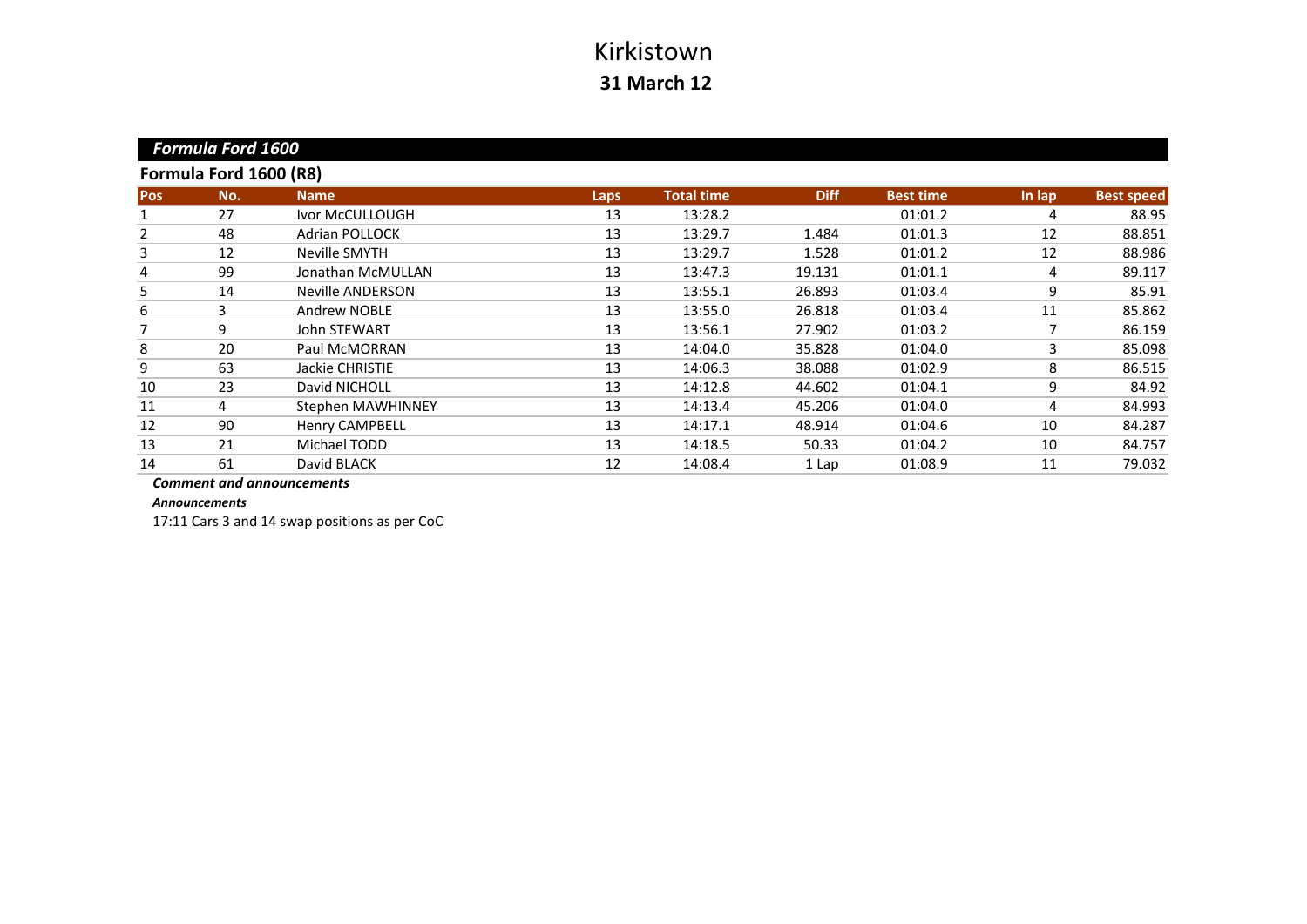# Kirkistown

**31 March 12**

## *Formula Ford 1600*

### Formula Ford 1600 (R8)

| Pos | No. | Name | Laps | Total time | Diff | Best time | In lap | Best speed |
|---|---|---|---|---|---|---|---|---|
| 1 | 27 | Ivor McCULLOUGH | 13 | 13:28.2 | | 01:01.2 | 4 | 88.95 |
| 2 | 48 | Adrian POLLOCK | 13 | 13:29.7 | 1.484 | 01:01.3 | 12 | 88.851 |
| 3 | 12 | Neville SMYTH | 13 | 13:29.7 | 1.528 | 01:01.2 | 12 | 88.986 |
| 4 | 99 | Jonathan McMULLAN | 13 | 13:47.3 | 19.131 | 01:01.1 | 4 | 89.117 |
| 5 | 14 | Neville ANDERSON | 13 | 13:55.1 | 26.893 | 01:03.4 | 9 | 85.91 |
| 6 | 3 | Andrew NOBLE | 13 | 13:55.0 | 26.818 | 01:03.4 | 11 | 85.862 |
| 7 | 9 | John STEWART | 13 | 13:56.1 | 27.902 | 01:03.2 | 7 | 86.159 |
| 8 | 20 | Paul McMORRAN | 13 | 14:04.0 | 35.828 | 01:04.0 | 3 | 85.098 |
| 9 | 63 | Jackie CHRISTIE | 13 | 14:06.3 | 38.088 | 01:02.9 | 8 | 86.515 |
| 10 | 23 | David NICHOLL | 13 | 14:12.8 | 44.602 | 01:04.1 | 9 | 84.92 |
| 11 | 4 | Stephen MAWHINNEY | 13 | 14:13.4 | 45.206 | 01:04.0 | 4 | 84.993 |
| 12 | 90 | Henry CAMPBELL | 13 | 14:17.1 | 48.914 | 01:04.6 | 10 | 84.287 |
| 13 | 21 | Michael TODD | 13 | 14:18.5 | 50.33 | 01:04.2 | 10 | 84.757 |
| 14 | 61 | David BLACK | 12 | 14:08.4 | 1 Lap | 01:08.9 | 11 | 79.032 |

***Comment and announcements***

***Announcements***

17:11 Cars 3 and 14 swap positions as per CoC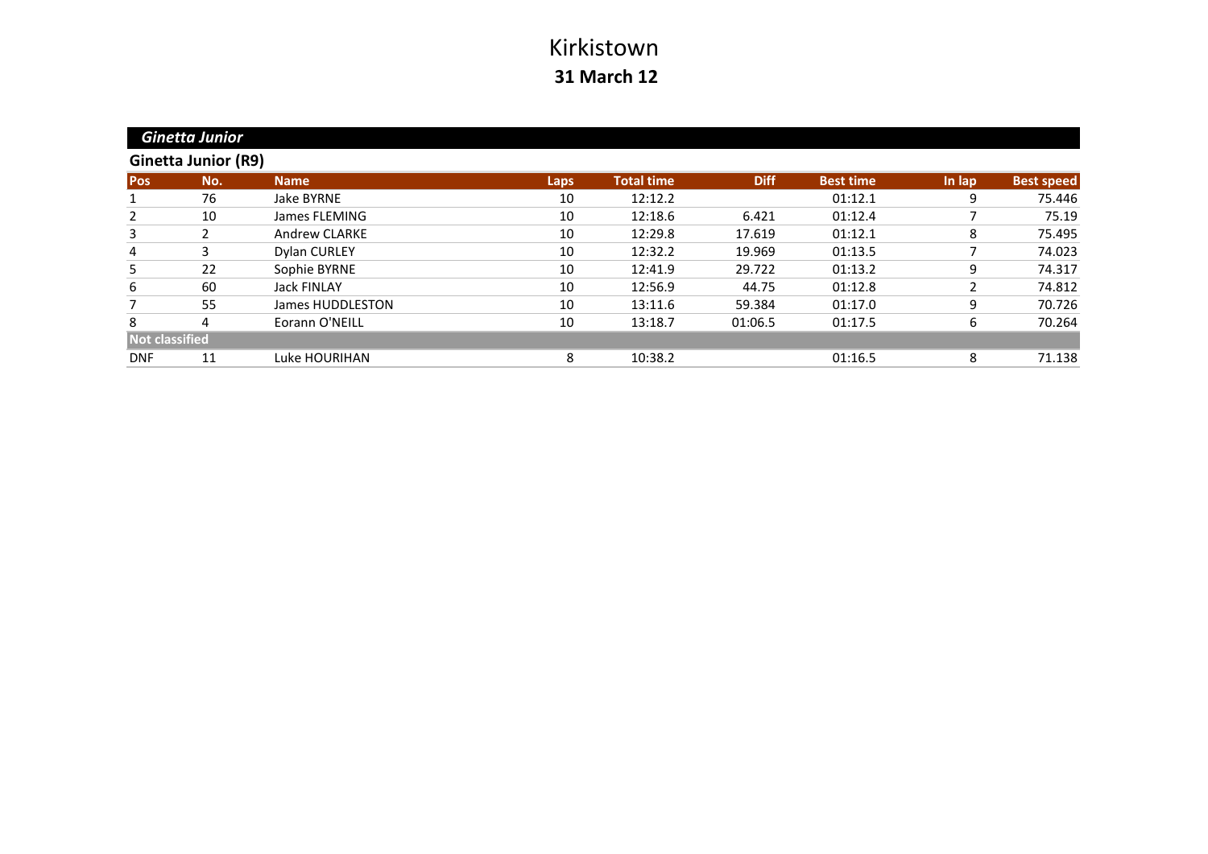# Kirkistown

**31 March 12**

## *Ginetta Junior*

### Ginetta Junior (R9)

| Pos | No. | Name | Laps | Total time | Diff | Best time | In lap | Best speed |
|---|---|---|---|---|---|---|---|---|
| 1 | 76 | Jake BYRNE | 10 | 12:12.2 | | 01:12.1 | 9 | 75.446 |
| 2 | 10 | James FLEMING | 10 | 12:18.6 | 6.421 | 01:12.4 | 7 | 75.19 |
| 3 | 2 | Andrew CLARKE | 10 | 12:29.8 | 17.619 | 01:12.1 | 8 | 75.495 |
| 4 | 3 | Dylan CURLEY | 10 | 12:32.2 | 19.969 | 01:13.5 | 7 | 74.023 |
| 5 | 22 | Sophie BYRNE | 10 | 12:41.9 | 29.722 | 01:13.2 | 9 | 74.317 |
| 6 | 60 | Jack FINLAY | 10 | 12:56.9 | 44.75 | 01:12.8 | 2 | 74.812 |
| 7 | 55 | James HUDDLESTON | 10 | 13:11.6 | 59.384 | 01:17.0 | 9 | 70.726 |
| 8 | 4 | Eorann O'NEILL | 10 | 13:18.7 | 01:06.5 | 01:17.5 | 6 | 70.264 |
| **Not classified** | | | | | | | | |
| DNF | 11 | Luke HOURIHAN | 8 | 10:38.2 | | 01:16.5 | 8 | 71.138 |